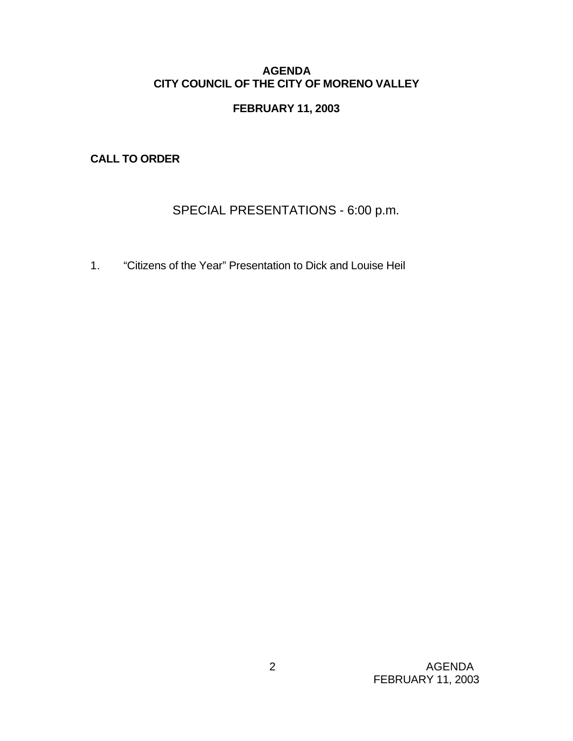**AGENDA**
**CITY COUNCIL OF THE CITY OF MORENO VALLEY**

**FEBRUARY 11, 2003**

**CALL TO ORDER**

## SPECIAL PRESENTATIONS - 6:00 p.m.

1. “Citizens of the Year” Presentation to Dick and Louise Heil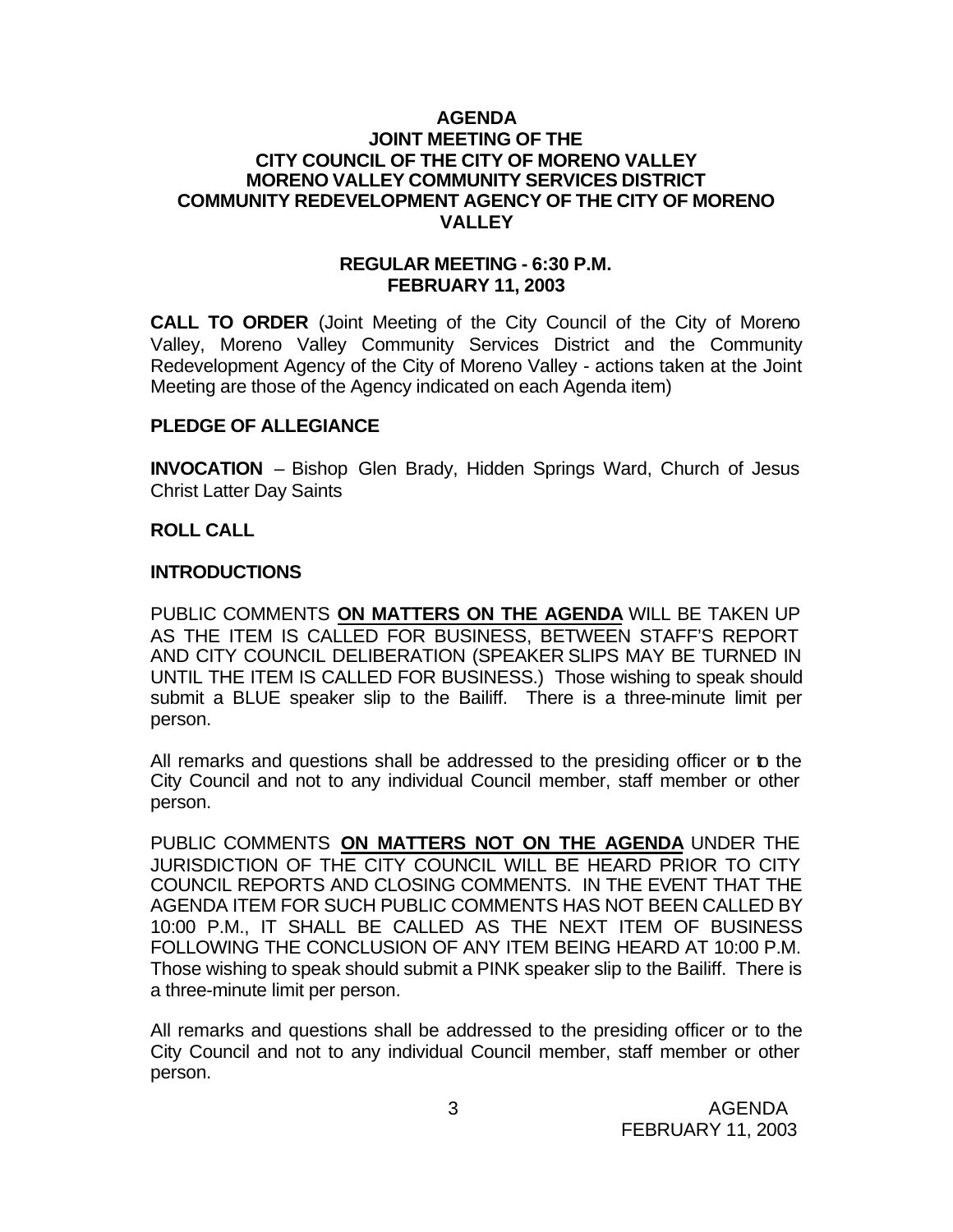**AGENDA**
**JOINT MEETING OF THE**
**CITY COUNCIL OF THE CITY OF MORENO VALLEY**
**MORENO VALLEY COMMUNITY SERVICES DISTRICT**
**COMMUNITY REDEVELOPMENT AGENCY OF THE CITY OF MORENO VALLEY**

**REGULAR MEETING - 6:30 P.M.**
**FEBRUARY 11, 2003**

**CALL TO ORDER** (Joint Meeting of the City Council of the City of Moreno Valley, Moreno Valley Community Services District and the Community Redevelopment Agency of the City of Moreno Valley - actions taken at the Joint Meeting are those of the Agency indicated on each Agenda item)

**PLEDGE OF ALLEGIANCE**

**INVOCATION** – Bishop Glen Brady, Hidden Springs Ward, Church of Jesus Christ Latter Day Saints

**ROLL CALL**

**INTRODUCTIONS**

PUBLIC COMMENTS **ON MATTERS ON THE AGENDA** WILL BE TAKEN UP AS THE ITEM IS CALLED FOR BUSINESS, BETWEEN STAFF'S REPORT AND CITY COUNCIL DELIBERATION (SPEAKER SLIPS MAY BE TURNED IN UNTIL THE ITEM IS CALLED FOR BUSINESS.) Those wishing to speak should submit a BLUE speaker slip to the Bailiff. There is a three-minute limit per person.

All remarks and questions shall be addressed to the presiding officer or to the City Council and not to any individual Council member, staff member or other person.

PUBLIC COMMENTS **ON MATTERS NOT ON THE AGENDA** UNDER THE JURISDICTION OF THE CITY COUNCIL WILL BE HEARD PRIOR TO CITY COUNCIL REPORTS AND CLOSING COMMENTS. IN THE EVENT THAT THE AGENDA ITEM FOR SUCH PUBLIC COMMENTS HAS NOT BEEN CALLED BY 10:00 P.M., IT SHALL BE CALLED AS THE NEXT ITEM OF BUSINESS FOLLOWING THE CONCLUSION OF ANY ITEM BEING HEARD AT 10:00 P.M. Those wishing to speak should submit a PINK speaker slip to the Bailiff. There is a three-minute limit per person.

All remarks and questions shall be addressed to the presiding officer or to the City Council and not to any individual Council member, staff member or other person.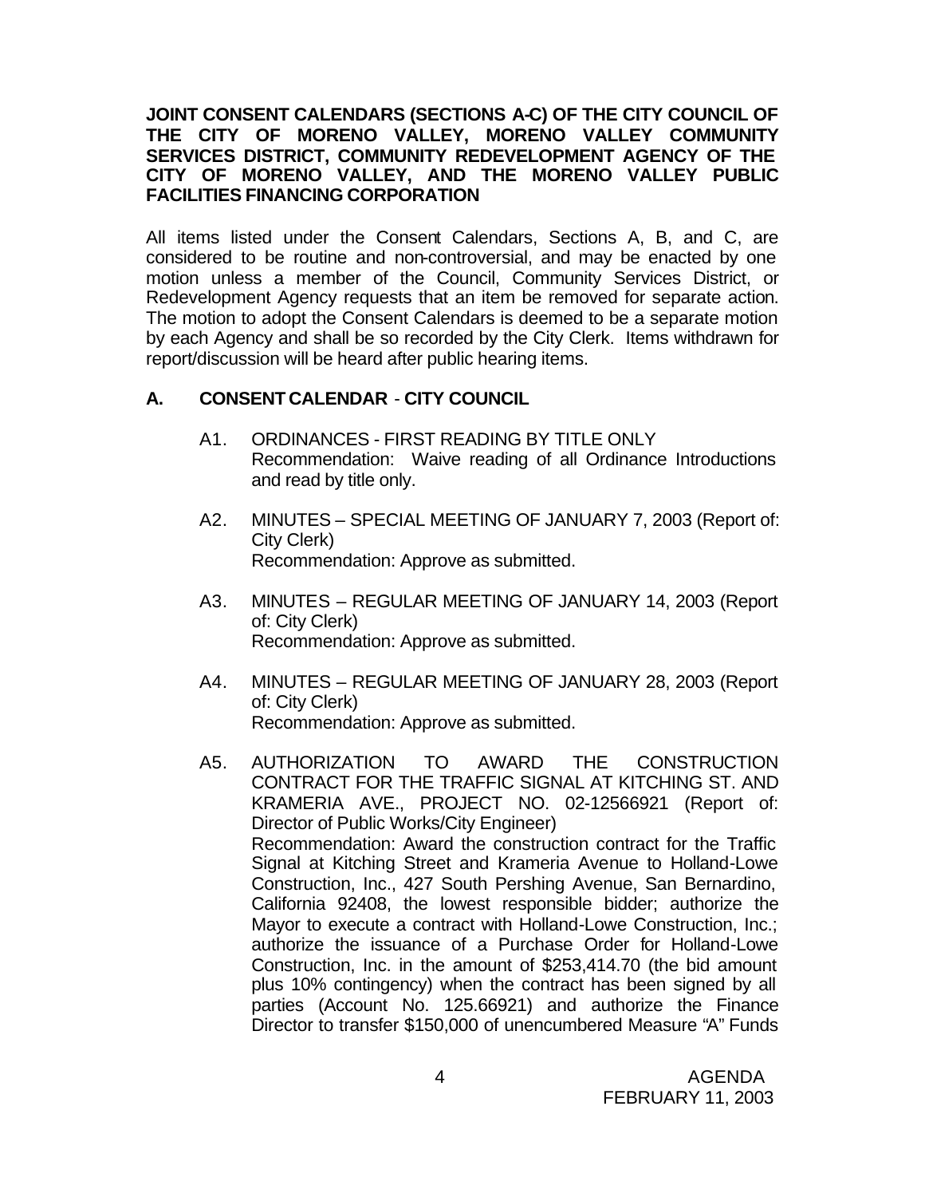**JOINT CONSENT CALENDARS (SECTIONS A-C) OF THE CITY COUNCIL OF THE CITY OF MORENO VALLEY, MORENO VALLEY COMMUNITY SERVICES DISTRICT, COMMUNITY REDEVELOPMENT AGENCY OF THE CITY OF MORENO VALLEY, AND THE MORENO VALLEY PUBLIC FACILITIES FINANCING CORPORATION**

All items listed under the Consent Calendars, Sections A, B, and C, are considered to be routine and non-controversial, and may be enacted by one motion unless a member of the Council, Community Services District, or Redevelopment Agency requests that an item be removed for separate action. The motion to adopt the Consent Calendars is deemed to be a separate motion by each Agency and shall be so recorded by the City Clerk. Items withdrawn for report/discussion will be heard after public hearing items.

## A. CONSENT CALENDAR - CITY COUNCIL

A1. ORDINANCES - FIRST READING BY TITLE ONLY
Recommendation: Waive reading of all Ordinance Introductions and read by title only.

A2. MINUTES – SPECIAL MEETING OF JANUARY 7, 2003 (Report of: City Clerk)
Recommendation: Approve as submitted.

A3. MINUTES – REGULAR MEETING OF JANUARY 14, 2003 (Report of: City Clerk)
Recommendation: Approve as submitted.

A4. MINUTES – REGULAR MEETING OF JANUARY 28, 2003 (Report of: City Clerk)
Recommendation: Approve as submitted.

A5. AUTHORIZATION TO AWARD THE CONSTRUCTION CONTRACT FOR THE TRAFFIC SIGNAL AT KITCHING ST. AND KRAMERIA AVE., PROJECT NO. 02-12566921 (Report of: Director of Public Works/City Engineer)
Recommendation: Award the construction contract for the Traffic Signal at Kitching Street and Krameria Avenue to Holland-Lowe Construction, Inc., 427 South Pershing Avenue, San Bernardino, California 92408, the lowest responsible bidder; authorize the Mayor to execute a contract with Holland-Lowe Construction, Inc.; authorize the issuance of a Purchase Order for Holland-Lowe Construction, Inc. in the amount of $253,414.70 (the bid amount plus 10% contingency) when the contract has been signed by all parties (Account No. 125.66921) and authorize the Finance Director to transfer $150,000 of unencumbered Measure "A" Funds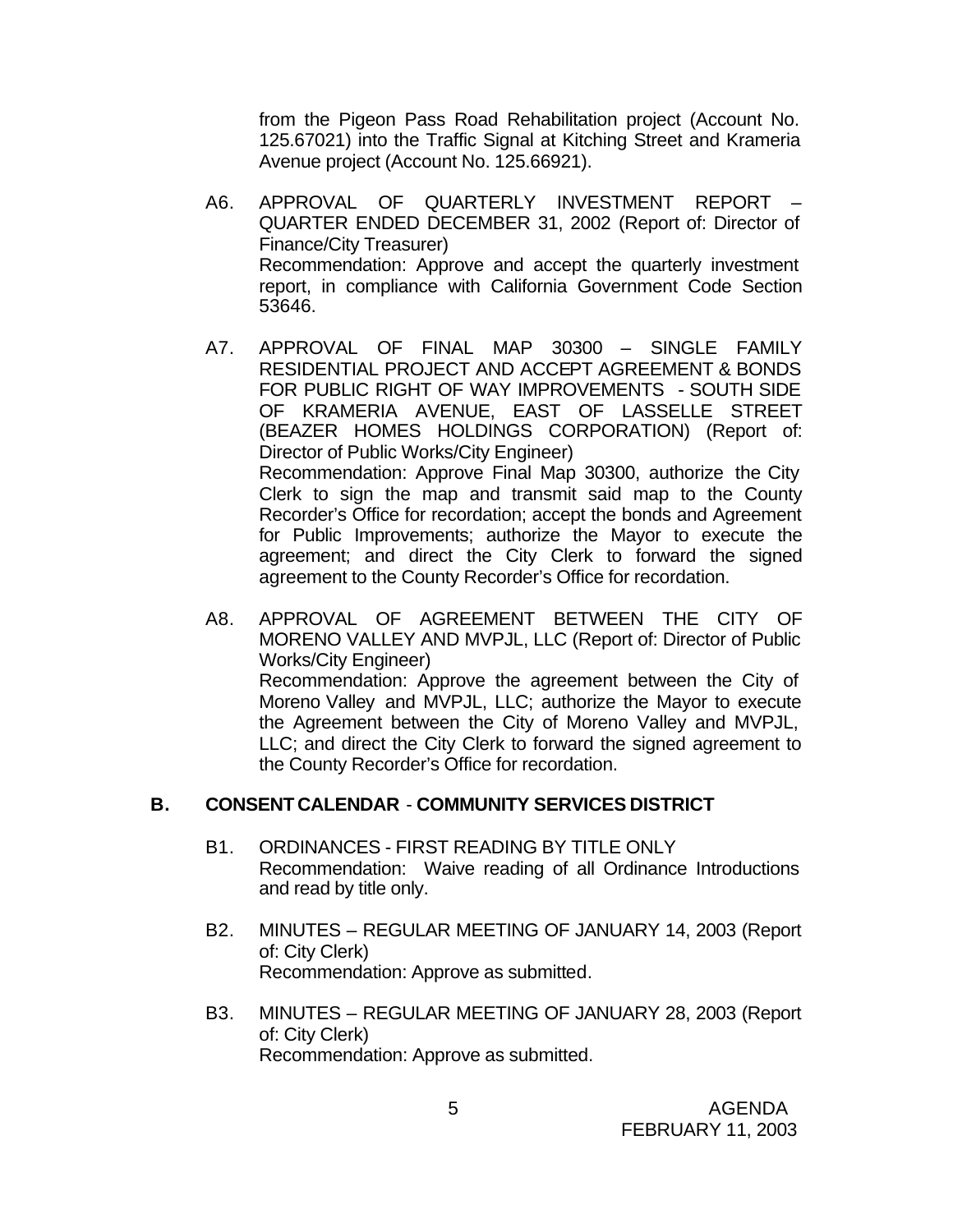from the Pigeon Pass Road Rehabilitation project (Account No. 125.67021) into the Traffic Signal at Kitching Street and Krameria Avenue project (Account No. 125.66921).

A6. APPROVAL OF QUARTERLY INVESTMENT REPORT – QUARTER ENDED DECEMBER 31, 2002 (Report of: Director of Finance/City Treasurer)
Recommendation: Approve and accept the quarterly investment report, in compliance with California Government Code Section 53646.

A7. APPROVAL OF FINAL MAP 30300 – SINGLE FAMILY RESIDENTIAL PROJECT AND ACCEPT AGREEMENT & BONDS FOR PUBLIC RIGHT OF WAY IMPROVEMENTS - SOUTH SIDE OF KRAMERIA AVENUE, EAST OF LASSELLE STREET (BEAZER HOMES HOLDINGS CORPORATION) (Report of: Director of Public Works/City Engineer)
Recommendation: Approve Final Map 30300, authorize the City Clerk to sign the map and transmit said map to the County Recorder's Office for recordation; accept the bonds and Agreement for Public Improvements; authorize the Mayor to execute the agreement; and direct the City Clerk to forward the signed agreement to the County Recorder's Office for recordation.

A8. APPROVAL OF AGREEMENT BETWEEN THE CITY OF MORENO VALLEY AND MVPJL, LLC (Report of: Director of Public Works/City Engineer)
Recommendation: Approve the agreement between the City of Moreno Valley and MVPJL, LLC; authorize the Mayor to execute the Agreement between the City of Moreno Valley and MVPJL, LLC; and direct the City Clerk to forward the signed agreement to the County Recorder's Office for recordation.

## B. CONSENT CALENDAR - COMMUNITY SERVICES DISTRICT

B1. ORDINANCES - FIRST READING BY TITLE ONLY
Recommendation: Waive reading of all Ordinance Introductions and read by title only.

B2. MINUTES – REGULAR MEETING OF JANUARY 14, 2003 (Report of: City Clerk)
Recommendation: Approve as submitted.

B3. MINUTES – REGULAR MEETING OF JANUARY 28, 2003 (Report of: City Clerk)
Recommendation: Approve as submitted.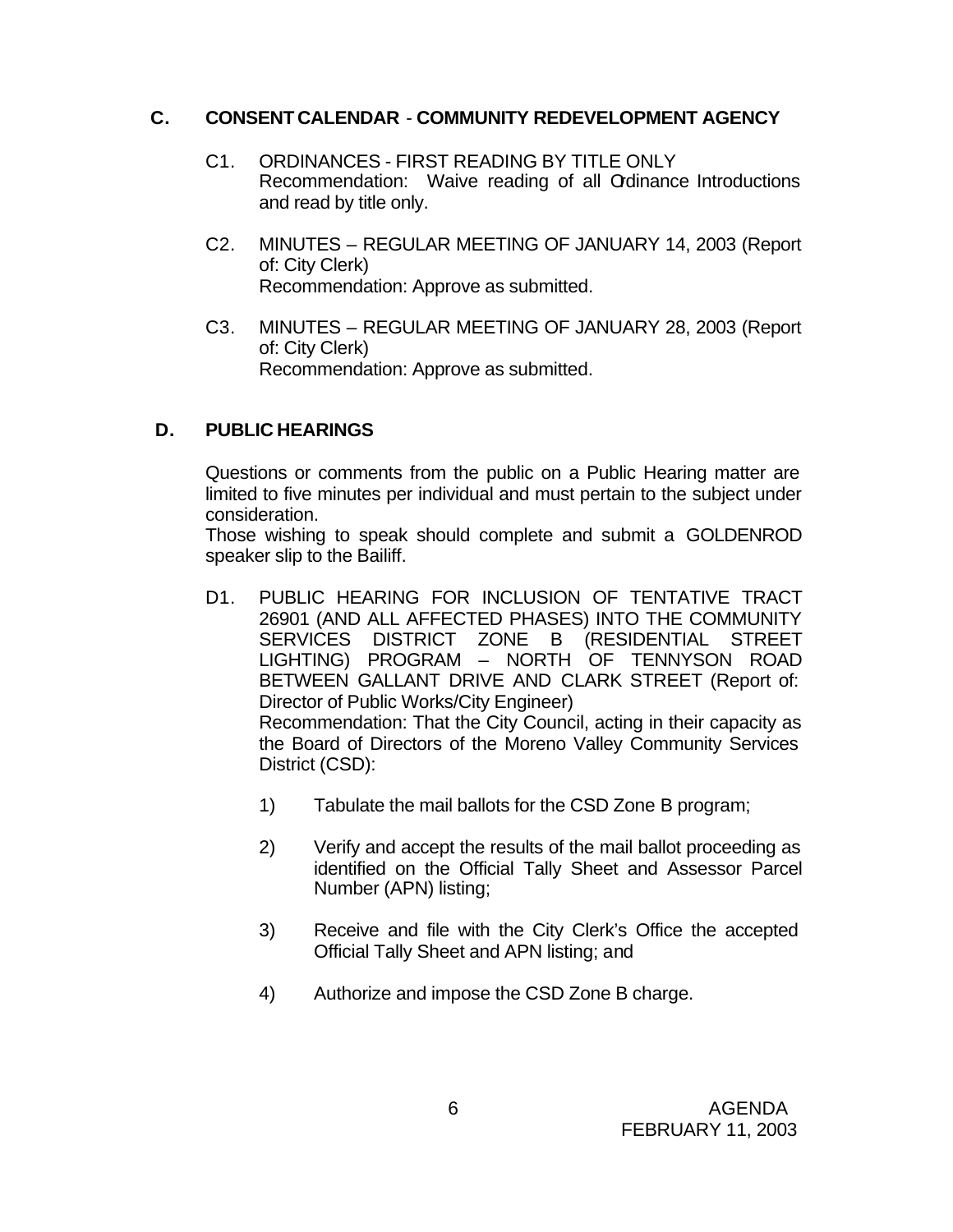## C. CONSENT CALENDAR - COMMUNITY REDEVELOPMENT AGENCY

C1. ORDINANCES - FIRST READING BY TITLE ONLY
Recommendation: Waive reading of all Ordinance Introductions and read by title only.

C2. MINUTES – REGULAR MEETING OF JANUARY 14, 2003 (Report of: City Clerk)
Recommendation: Approve as submitted.

C3. MINUTES – REGULAR MEETING OF JANUARY 28, 2003 (Report of: City Clerk)
Recommendation: Approve as submitted.

## D. PUBLIC HEARINGS

Questions or comments from the public on a Public Hearing matter are limited to five minutes per individual and must pertain to the subject under consideration.
Those wishing to speak should complete and submit a GOLDENROD speaker slip to the Bailiff.

D1. PUBLIC HEARING FOR INCLUSION OF TENTATIVE TRACT 26901 (AND ALL AFFECTED PHASES) INTO THE COMMUNITY SERVICES DISTRICT ZONE B (RESIDENTIAL STREET LIGHTING) PROGRAM – NORTH OF TENNYSON ROAD BETWEEN GALLANT DRIVE AND CLARK STREET (Report of: Director of Public Works/City Engineer)
Recommendation: That the City Council, acting in their capacity as the Board of Directors of the Moreno Valley Community Services District (CSD):

1) Tabulate the mail ballots for the CSD Zone B program;

2) Verify and accept the results of the mail ballot proceeding as identified on the Official Tally Sheet and Assessor Parcel Number (APN) listing;

3) Receive and file with the City Clerk's Office the accepted Official Tally Sheet and APN listing; and

4) Authorize and impose the CSD Zone B charge.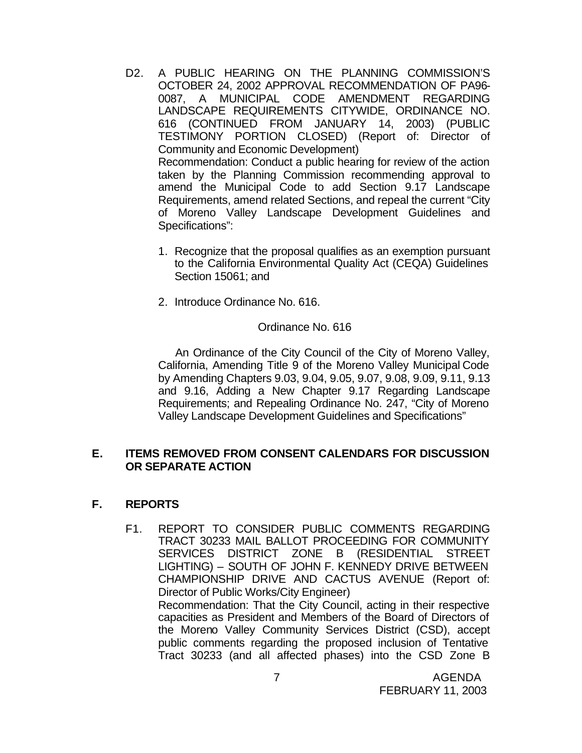D2. A PUBLIC HEARING ON THE PLANNING COMMISSION'S OCTOBER 24, 2002 APPROVAL RECOMMENDATION OF PA96-0087, A MUNICIPAL CODE AMENDMENT REGARDING LANDSCAPE REQUIREMENTS CITYWIDE, ORDINANCE NO. 616 (CONTINUED FROM JANUARY 14, 2003) (PUBLIC TESTIMONY PORTION CLOSED) (Report of: Director of Community and Economic Development)

Recommendation: Conduct a public hearing for review of the action taken by the Planning Commission recommending approval to amend the Municipal Code to add Section 9.17 Landscape Requirements, amend related Sections, and repeal the current "City of Moreno Valley Landscape Development Guidelines and Specifications":

1. Recognize that the proposal qualifies as an exemption pursuant to the California Environmental Quality Act (CEQA) Guidelines Section 15061; and
2. Introduce Ordinance No. 616.

Ordinance No. 616

An Ordinance of the City Council of the City of Moreno Valley, California, Amending Title 9 of the Moreno Valley Municipal Code by Amending Chapters 9.03, 9.04, 9.05, 9.07, 9.08, 9.09, 9.11, 9.13 and 9.16, Adding a New Chapter 9.17 Regarding Landscape Requirements; and Repealing Ordinance No. 247, "City of Moreno Valley Landscape Development Guidelines and Specifications"

## E. ITEMS REMOVED FROM CONSENT CALENDARS FOR DISCUSSION OR SEPARATE ACTION

## F. REPORTS

F1. REPORT TO CONSIDER PUBLIC COMMENTS REGARDING TRACT 30233 MAIL BALLOT PROCEEDING FOR COMMUNITY SERVICES DISTRICT ZONE B (RESIDENTIAL STREET LIGHTING) – SOUTH OF JOHN F. KENNEDY DRIVE BETWEEN CHAMPIONSHIP DRIVE AND CACTUS AVENUE (Report of: Director of Public Works/City Engineer)

Recommendation: That the City Council, acting in their respective capacities as President and Members of the Board of Directors of the Moreno Valley Community Services District (CSD), accept public comments regarding the proposed inclusion of Tentative Tract 30233 (and all affected phases) into the CSD Zone B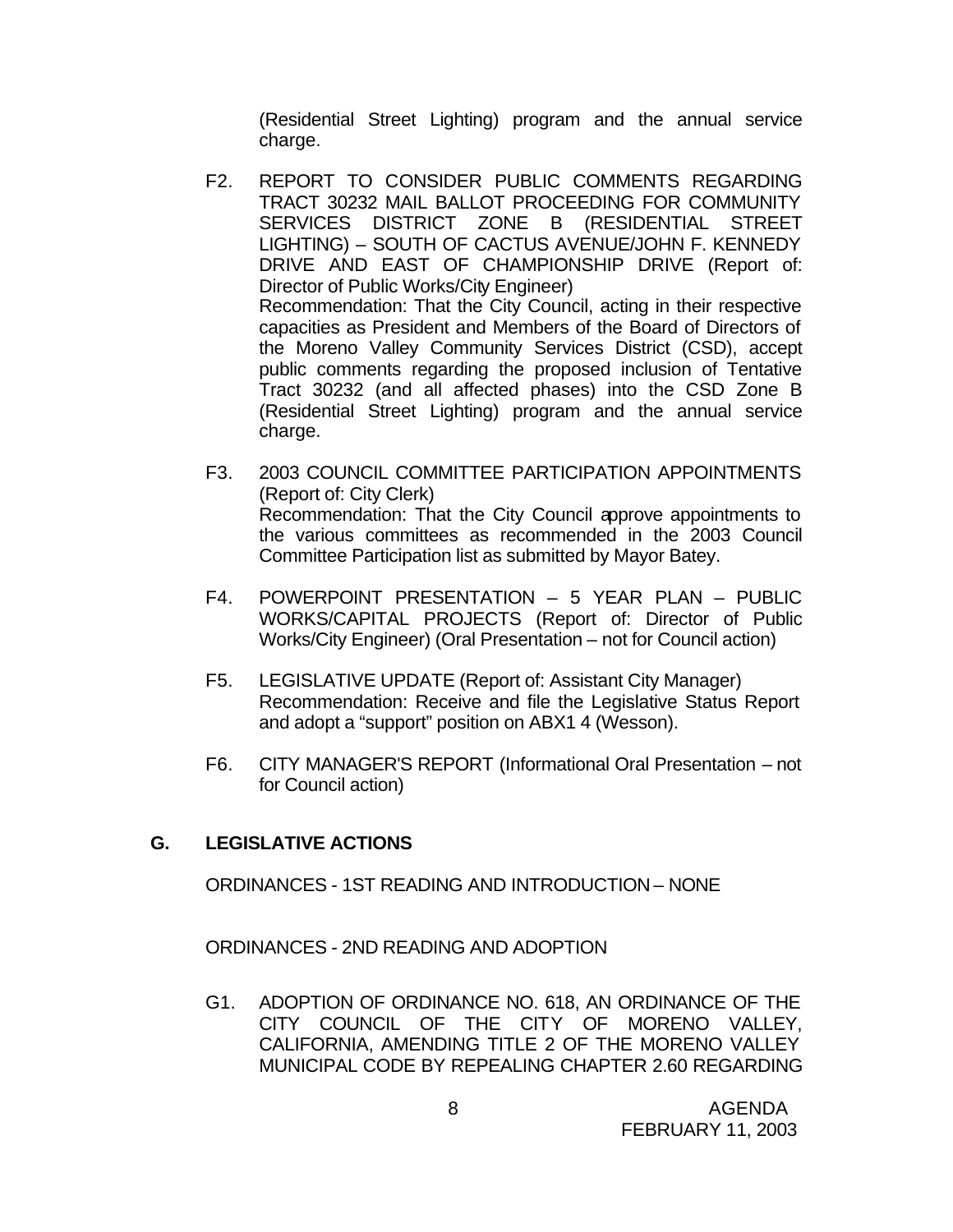(Residential Street Lighting) program and the annual service charge.

F2. REPORT TO CONSIDER PUBLIC COMMENTS REGARDING TRACT 30232 MAIL BALLOT PROCEEDING FOR COMMUNITY SERVICES DISTRICT ZONE B (RESIDENTIAL STREET LIGHTING) – SOUTH OF CACTUS AVENUE/JOHN F. KENNEDY DRIVE AND EAST OF CHAMPIONSHIP DRIVE (Report of: Director of Public Works/City Engineer)
Recommendation: That the City Council, acting in their respective capacities as President and Members of the Board of Directors of the Moreno Valley Community Services District (CSD), accept public comments regarding the proposed inclusion of Tentative Tract 30232 (and all affected phases) into the CSD Zone B (Residential Street Lighting) program and the annual service charge.

F3. 2003 COUNCIL COMMITTEE PARTICIPATION APPOINTMENTS (Report of: City Clerk)
Recommendation: That the City Council approve appointments to the various committees as recommended in the 2003 Council Committee Participation list as submitted by Mayor Batey.

F4. POWERPOINT PRESENTATION – 5 YEAR PLAN – PUBLIC WORKS/CAPITAL PROJECTS (Report of: Director of Public Works/City Engineer) (Oral Presentation – not for Council action)

F5. LEGISLATIVE UPDATE (Report of: Assistant City Manager)
Recommendation: Receive and file the Legislative Status Report and adopt a "support" position on ABX1 4 (Wesson).

F6. CITY MANAGER'S REPORT (Informational Oral Presentation – not for Council action)

## G. LEGISLATIVE ACTIONS

ORDINANCES - 1ST READING AND INTRODUCTION – NONE

ORDINANCES - 2ND READING AND ADOPTION

G1. ADOPTION OF ORDINANCE NO. 618, AN ORDINANCE OF THE CITY COUNCIL OF THE CITY OF MORENO VALLEY, CALIFORNIA, AMENDING TITLE 2 OF THE MORENO VALLEY MUNICIPAL CODE BY REPEALING CHAPTER 2.60 REGARDING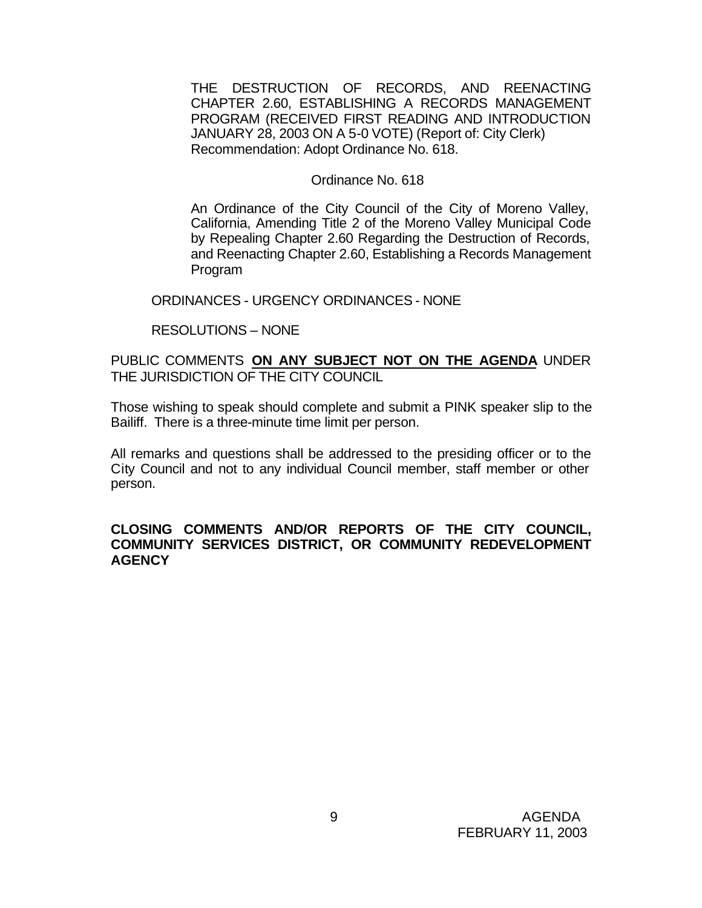THE DESTRUCTION OF RECORDS, AND REENACTING CHAPTER 2.60, ESTABLISHING A RECORDS MANAGEMENT PROGRAM (RECEIVED FIRST READING AND INTRODUCTION JANUARY 28, 2003 ON A 5-0 VOTE) (Report of: City Clerk)
Recommendation: Adopt Ordinance No. 618.

Ordinance No. 618

An Ordinance of the City Council of the City of Moreno Valley, California, Amending Title 2 of the Moreno Valley Municipal Code by Repealing Chapter 2.60 Regarding the Destruction of Records, and Reenacting Chapter 2.60, Establishing a Records Management Program

ORDINANCES - URGENCY ORDINANCES - NONE

RESOLUTIONS – NONE

PUBLIC COMMENTS **ON ANY SUBJECT NOT ON THE AGENDA** UNDER THE JURISDICTION OF THE CITY COUNCIL

Those wishing to speak should complete and submit a PINK speaker slip to the Bailiff. There is a three-minute time limit per person.

All remarks and questions shall be addressed to the presiding officer or to the City Council and not to any individual Council member, staff member or other person.

**CLOSING COMMENTS AND/OR REPORTS OF THE CITY COUNCIL, COMMUNITY SERVICES DISTRICT, OR COMMUNITY REDEVELOPMENT AGENCY**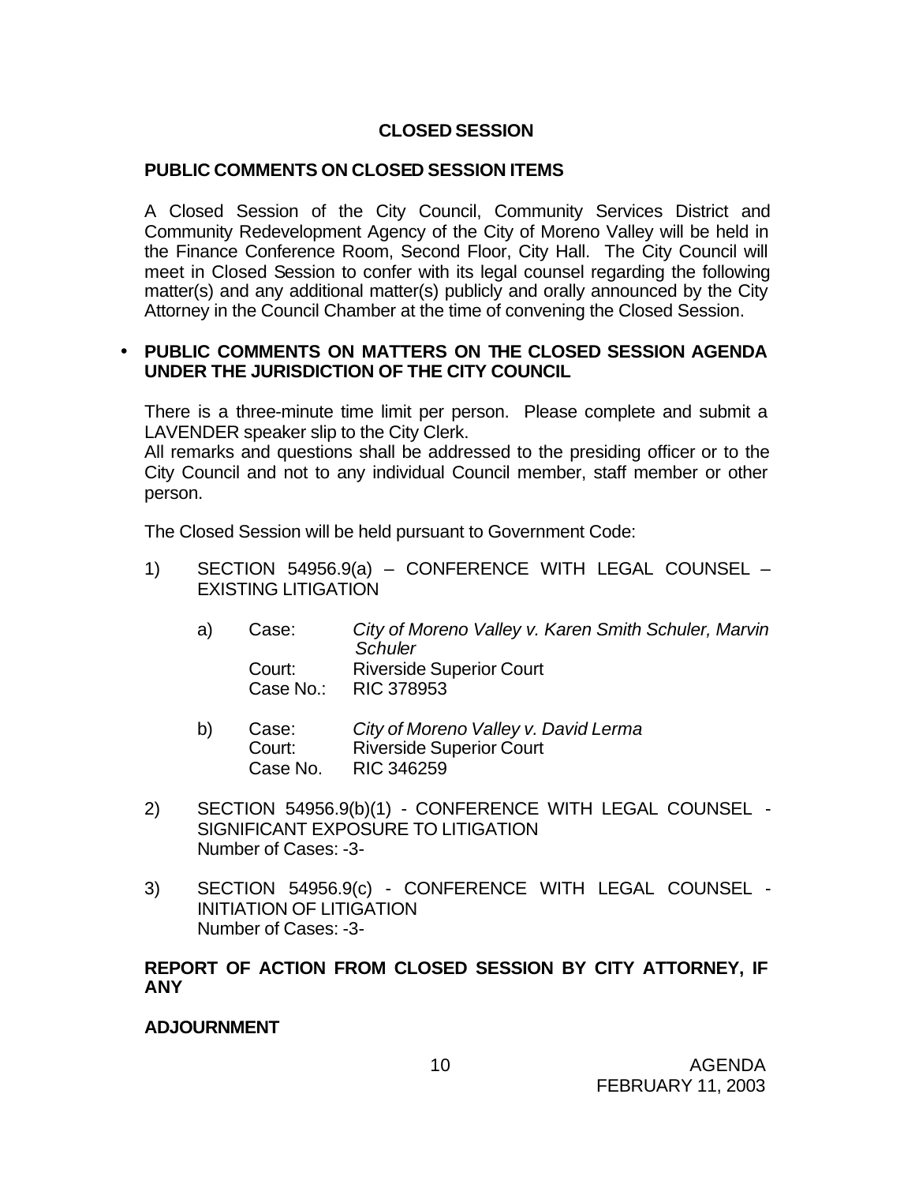**CLOSED SESSION**

**PUBLIC COMMENTS ON CLOSED SESSION ITEMS**

A Closed Session of the City Council, Community Services District and Community Redevelopment Agency of the City of Moreno Valley will be held in the Finance Conference Room, Second Floor, City Hall. The City Council will meet in Closed Session to confer with its legal counsel regarding the following matter(s) and any additional matter(s) publicly and orally announced by the City Attorney in the Council Chamber at the time of convening the Closed Session.

- **PUBLIC COMMENTS ON MATTERS ON THE CLOSED SESSION AGENDA UNDER THE JURISDICTION OF THE CITY COUNCIL**

  There is a three-minute time limit per person. Please complete and submit a LAVENDER speaker slip to the City Clerk.
  All remarks and questions shall be addressed to the presiding officer or to the City Council and not to any individual Council member, staff member or other person.

  The Closed Session will be held pursuant to Government Code:

1) SECTION 54956.9(a) – CONFERENCE WITH LEGAL COUNSEL – EXISTING LITIGATION

   a) Case: *City of Moreno Valley v. Karen Smith Schuler, Marvin Schuler*
      Court: Riverside Superior Court
      Case No.: RIC 378953

   b) Case: *City of Moreno Valley v. David Lerma*
      Court: Riverside Superior Court
      Case No. RIC 346259

2) SECTION 54956.9(b)(1) - CONFERENCE WITH LEGAL COUNSEL - SIGNIFICANT EXPOSURE TO LITIGATION
   Number of Cases: -3-

3) SECTION 54956.9(c) - CONFERENCE WITH LEGAL COUNSEL - INITIATION OF LITIGATION
   Number of Cases: -3-

**REPORT OF ACTION FROM CLOSED SESSION BY CITY ATTORNEY, IF ANY**

**ADJOURNMENT**